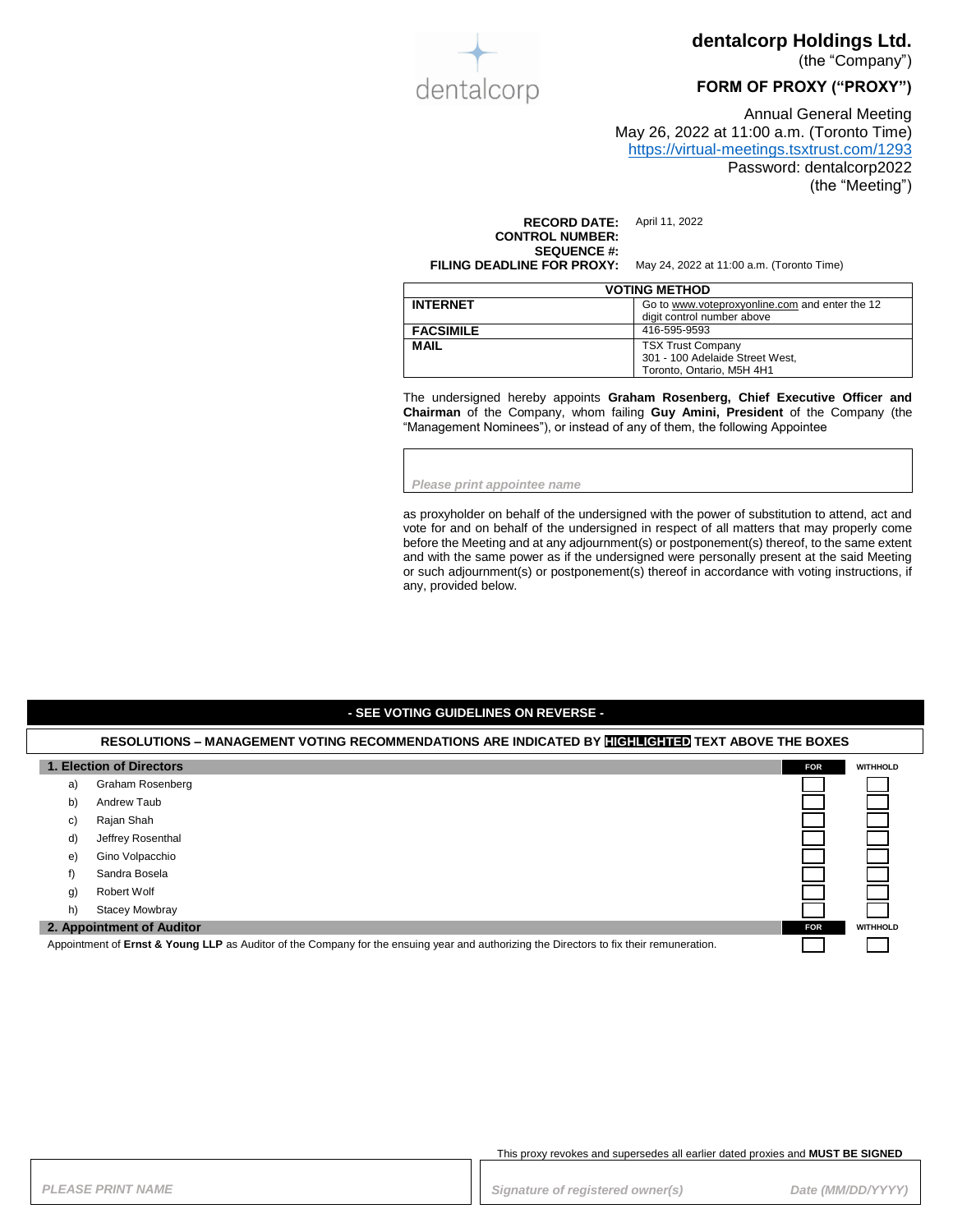dentalcorp

# dentalcorp Holdings Ltd.

(the "Company")

## FORM OF PROXY ("PROXY")

Annual General Meeting
May 26, 2022 at 11:00 a.m. (Toronto Time)
https://virtual-meetings.tsxtrust.com/1293
Password: dentalcorp2022
(the "Meeting")

**RECORD DATE:** April 11, 2022
**CONTROL NUMBER:**
**SEQUENCE #:**
**FILING DEADLINE FOR PROXY:** May 24, 2022 at 11:00 a.m. (Toronto Time)

| VOTING METHOD | |
|---|---|
| **INTERNET** | Go to www.voteproxyonline.com and enter the 12 digit control number above |
| **FACSIMILE** | 416-595-9593 |
| **MAIL** | TSX Trust Company<br>301 - 100 Adelaide Street West,<br>Toronto, Ontario, M5H 4H1 |

The undersigned hereby appoints **Graham Rosenberg, Chief Executive Officer and Chairman** of the Company, whom failing **Guy Amini, President** of the Company (the "Management Nominees"), or instead of any of them, the following Appointee

*Please print appointee name*

as proxyholder on behalf of the undersigned with the power of substitution to attend, act and vote for and on behalf of the undersigned in respect of all matters that may properly come before the Meeting and at any adjournment(s) or postponement(s) thereof, to the same extent and with the same power as if the undersigned were personally present at the said Meeting or such adjournment(s) or postponement(s) thereof in accordance with voting instructions, if any, provided below.

**- SEE VOTING GUIDELINES ON REVERSE -**

**RESOLUTIONS – MANAGEMENT VOTING RECOMMENDATIONS ARE INDICATED BY HIGHLIGHTED TEXT ABOVE THE BOXES**

| **1. Election of Directors** | | **FOR** | **WITHHOLD** |
|---|---|---|---|
| a) | Graham Rosenberg | ☐ | ☐ |
| b) | Andrew Taub | ☐ | ☐ |
| c) | Rajan Shah | ☐ | ☐ |
| d) | Jeffrey Rosenthal | ☐ | ☐ |
| e) | Gino Volpacchio | ☐ | ☐ |
| f) | Sandra Bosela | ☐ | ☐ |
| g) | Robert Wolf | ☐ | ☐ |
| h) | Stacey Mowbray | ☐ | ☐ |

| **2. Appointment of Auditor** | **FOR** | **WITHHOLD** |
|---|---|---|
| Appointment of **Ernst & Young LLP** as Auditor of the Company for the ensuing year and authorizing the Directors to fix their remuneration. | ☐ | ☐ |

This proxy revokes and supersedes all earlier dated proxies and **MUST BE SIGNED**

| *PLEASE PRINT NAME* | *Signature of registered owner(s)* | *Date (MM/DD/YYYY)* |
|---|---|---|
| | | |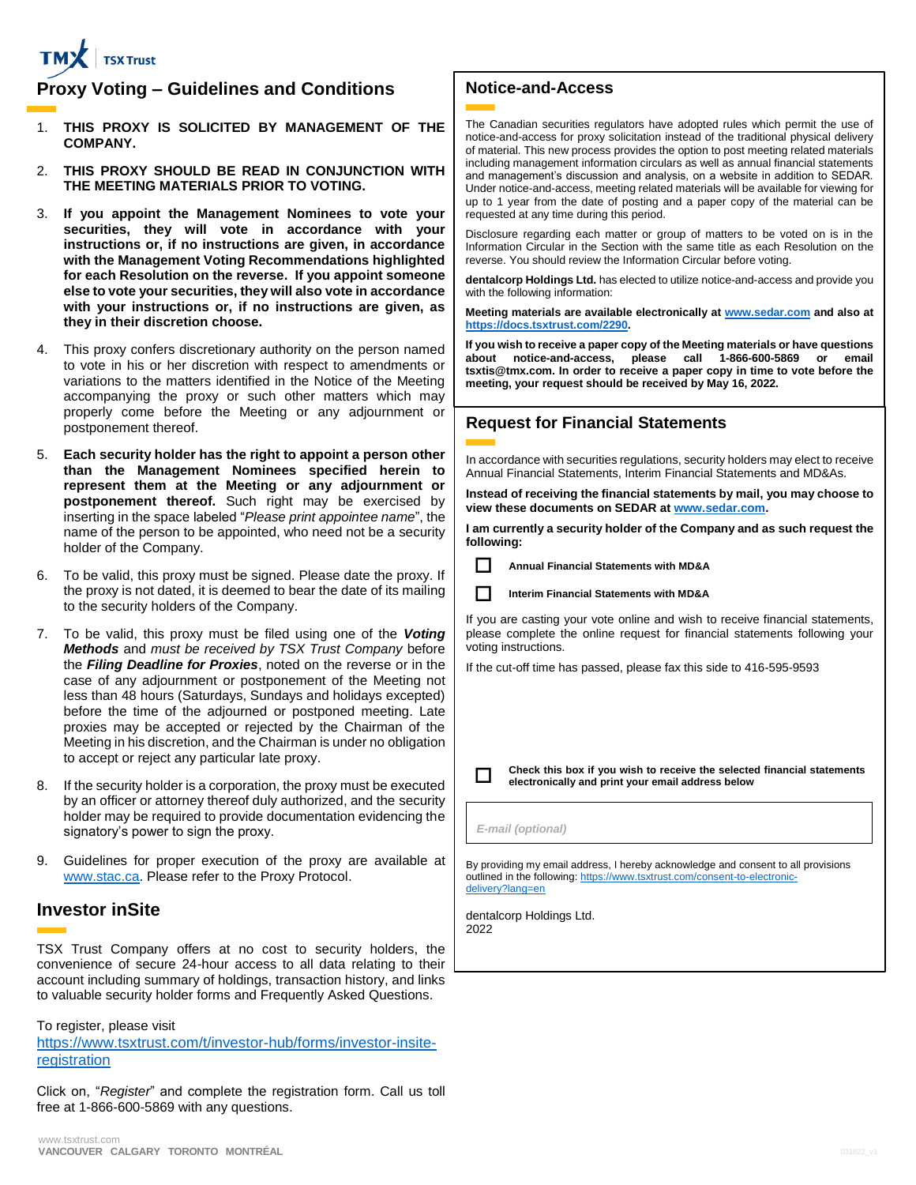TMX | TSX Trust

## Proxy Voting – Guidelines and Conditions

1. **THIS PROXY IS SOLICITED BY MANAGEMENT OF THE COMPANY.**
2. **THIS PROXY SHOULD BE READ IN CONJUNCTION WITH THE MEETING MATERIALS PRIOR TO VOTING.**
3. **If you appoint the Management Nominees to vote your securities, they will vote in accordance with your instructions or, if no instructions are given, in accordance with the Management Voting Recommendations highlighted for each Resolution on the reverse. If you appoint someone else to vote your securities, they will also vote in accordance with your instructions or, if no instructions are given, as they in their discretion choose.**
4. This proxy confers discretionary authority on the person named to vote in his or her discretion with respect to amendments or variations to the matters identified in the Notice of the Meeting accompanying the proxy or such other matters which may properly come before the Meeting or any adjournment or postponement thereof.
5. **Each security holder has the right to appoint a person other than the Management Nominees specified herein to represent them at the Meeting or any adjournment or postponement thereof.** Such right may be exercised by inserting in the space labeled "*Please print appointee name*", the name of the person to be appointed, who need not be a security holder of the Company.
6. To be valid, this proxy must be signed. Please date the proxy. If the proxy is not dated, it is deemed to bear the date of its mailing to the security holders of the Company.
7. To be valid, this proxy must be filed using one of the ***Voting Methods*** and *must be received by TSX Trust Company* before the ***Filing Deadline for Proxies***, noted on the reverse or in the case of any adjournment or postponement of the Meeting not less than 48 hours (Saturdays, Sundays and holidays excepted) before the time of the adjourned or postponed meeting. Late proxies may be accepted or rejected by the Chairman of the Meeting in his discretion, and the Chairman is under no obligation to accept or reject any particular late proxy.
8. If the security holder is a corporation, the proxy must be executed by an officer or attorney thereof duly authorized, and the security holder may be required to provide documentation evidencing the signatory's power to sign the proxy.
9. Guidelines for proper execution of the proxy are available at www.stac.ca. Please refer to the Proxy Protocol.

## Investor inSite

TSX Trust Company offers at no cost to security holders, the convenience of secure 24-hour access to all data relating to their account including summary of holdings, transaction history, and links to valuable security holder forms and Frequently Asked Questions.

To register, please visit
https://www.tsxtrust.com/t/investor-hub/forms/investor-insite-registration

Click on, "*Register*" and complete the registration form. Call us toll free at 1-866-600-5869 with any questions.

## Notice-and-Access

The Canadian securities regulators have adopted rules which permit the use of notice-and-access for proxy solicitation instead of the traditional physical delivery of material. This new process provides the option to post meeting related materials including management information circulars as well as annual financial statements and management's discussion and analysis, on a website in addition to SEDAR. Under notice-and-access, meeting related materials will be available for viewing for up to 1 year from the date of posting and a paper copy of the material can be requested at any time during this period.

Disclosure regarding each matter or group of matters to be voted on is in the Information Circular in the Section with the same title as each Resolution on the reverse. You should review the Information Circular before voting.

**dentalcorp Holdings Ltd.** has elected to utilize notice-and-access and provide you with the following information:

**Meeting materials are available electronically at www.sedar.com and also at https://docs.tsxtrust.com/2290.**

**If you wish to receive a paper copy of the Meeting materials or have questions about notice-and-access, please call 1-866-600-5869 or email tsxtis@tmx.com. In order to receive a paper copy in time to vote before the meeting, your request should be received by May 16, 2022.**

## Request for Financial Statements

In accordance with securities regulations, security holders may elect to receive Annual Financial Statements, Interim Financial Statements and MD&As.

**Instead of receiving the financial statements by mail, you may choose to view these documents on SEDAR at www.sedar.com.**

**I am currently a security holder of the Company and as such request the following:**

☐ **Annual Financial Statements with MD&A**

☐ **Interim Financial Statements with MD&A**

If you are casting your vote online and wish to receive financial statements, please complete the online request for financial statements following your voting instructions.

If the cut-off time has passed, please fax this side to 416-595-9593

☐ **Check this box if you wish to receive the selected financial statements electronically and print your email address below**

*E-mail (optional)*

By providing my email address, I hereby acknowledge and consent to all provisions outlined in the following: https://www.tsxtrust.com/consent-to-electronic-delivery?lang=en

dentalcorp Holdings Ltd.
2022

www.tsxtrust.com
**VANCOUVER CALGARY TORONTO MONTRÉAL**